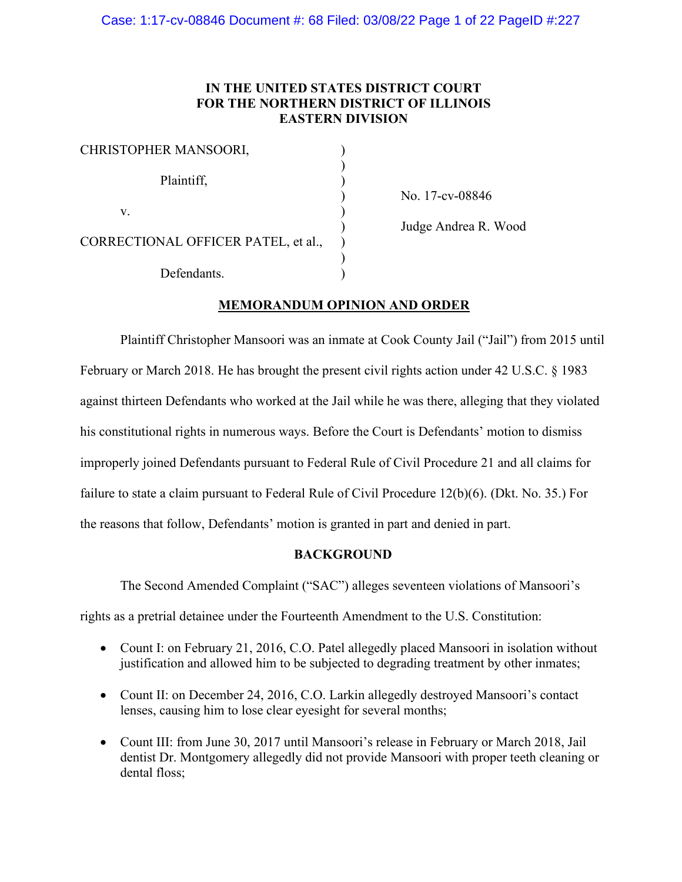**IN THE UNITED STATES DISTRICT COURT**
**FOR THE NORTHERN DISTRICT OF ILLINOIS**
**EASTERN DIVISION**

| | | |
|---|---|---|
| CHRISTOPHER MANSOORI, | ) | |
| Plaintiff, | ) | No. 17-cv-08846 |
| v. | ) | Judge Andrea R. Wood |
| CORRECTIONAL OFFICER PATEL, et al., | ) | |
| Defendants. | ) | |

**MEMORANDUM OPINION AND ORDER**

Plaintiff Christopher Mansoori was an inmate at Cook County Jail ("Jail") from 2015 until February or March 2018. He has brought the present civil rights action under 42 U.S.C. § 1983 against thirteen Defendants who worked at the Jail while he was there, alleging that they violated his constitutional rights in numerous ways. Before the Court is Defendants' motion to dismiss improperly joined Defendants pursuant to Federal Rule of Civil Procedure 21 and all claims for failure to state a claim pursuant to Federal Rule of Civil Procedure 12(b)(6). (Dkt. No. 35.) For the reasons that follow, Defendants' motion is granted in part and denied in part.

**BACKGROUND**

The Second Amended Complaint ("SAC") alleges seventeen violations of Mansoori's rights as a pretrial detainee under the Fourteenth Amendment to the U.S. Constitution:

- Count I: on February 21, 2016, C.O. Patel allegedly placed Mansoori in isolation without justification and allowed him to be subjected to degrading treatment by other inmates;
- Count II: on December 24, 2016, C.O. Larkin allegedly destroyed Mansoori's contact lenses, causing him to lose clear eyesight for several months;
- Count III: from June 30, 2017 until Mansoori's release in February or March 2018, Jail dentist Dr. Montgomery allegedly did not provide Mansoori with proper teeth cleaning or dental floss;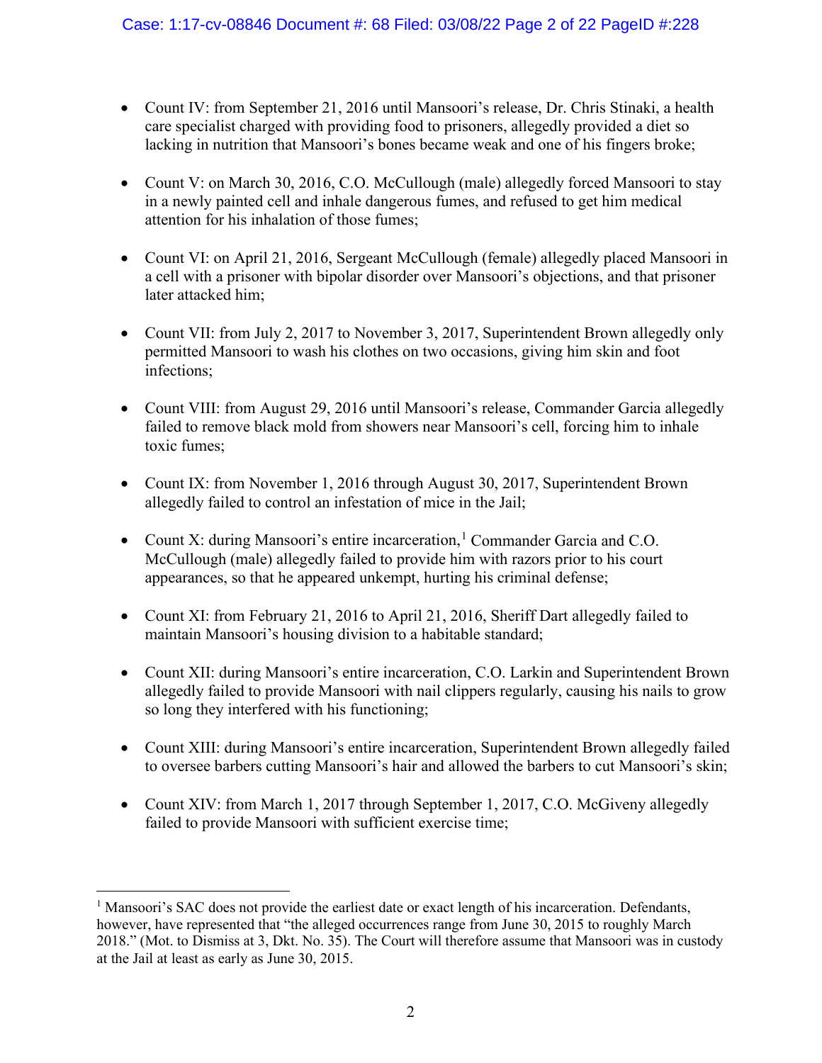- Count IV: from September 21, 2016 until Mansoori's release, Dr. Chris Stinaki, a health care specialist charged with providing food to prisoners, allegedly provided a diet so lacking in nutrition that Mansoori's bones became weak and one of his fingers broke;

- Count V: on March 30, 2016, C.O. McCullough (male) allegedly forced Mansoori to stay in a newly painted cell and inhale dangerous fumes, and refused to get him medical attention for his inhalation of those fumes;

- Count VI: on April 21, 2016, Sergeant McCullough (female) allegedly placed Mansoori in a cell with a prisoner with bipolar disorder over Mansoori's objections, and that prisoner later attacked him;

- Count VII: from July 2, 2017 to November 3, 2017, Superintendent Brown allegedly only permitted Mansoori to wash his clothes on two occasions, giving him skin and foot infections;

- Count VIII: from August 29, 2016 until Mansoori's release, Commander Garcia allegedly failed to remove black mold from showers near Mansoori's cell, forcing him to inhale toxic fumes;

- Count IX: from November 1, 2016 through August 30, 2017, Superintendent Brown allegedly failed to control an infestation of mice in the Jail;

- Count X: during Mansoori's entire incarceration,[1] Commander Garcia and C.O. McCullough (male) allegedly failed to provide him with razors prior to his court appearances, so that he appeared unkempt, hurting his criminal defense;

- Count XI: from February 21, 2016 to April 21, 2016, Sheriff Dart allegedly failed to maintain Mansoori's housing division to a habitable standard;

- Count XII: during Mansoori's entire incarceration, C.O. Larkin and Superintendent Brown allegedly failed to provide Mansoori with nail clippers regularly, causing his nails to grow so long they interfered with his functioning;

- Count XIII: during Mansoori's entire incarceration, Superintendent Brown allegedly failed to oversee barbers cutting Mansoori's hair and allowed the barbers to cut Mansoori's skin;

- Count XIV: from March 1, 2017 through September 1, 2017, C.O. McGiveny allegedly failed to provide Mansoori with sufficient exercise time;

---

[1] Mansoori's SAC does not provide the earliest date or exact length of his incarceration. Defendants, however, have represented that "the alleged occurrences range from June 30, 2015 to roughly March 2018." (Mot. to Dismiss at 3, Dkt. No. 35). The Court will therefore assume that Mansoori was in custody at the Jail at least as early as June 30, 2015.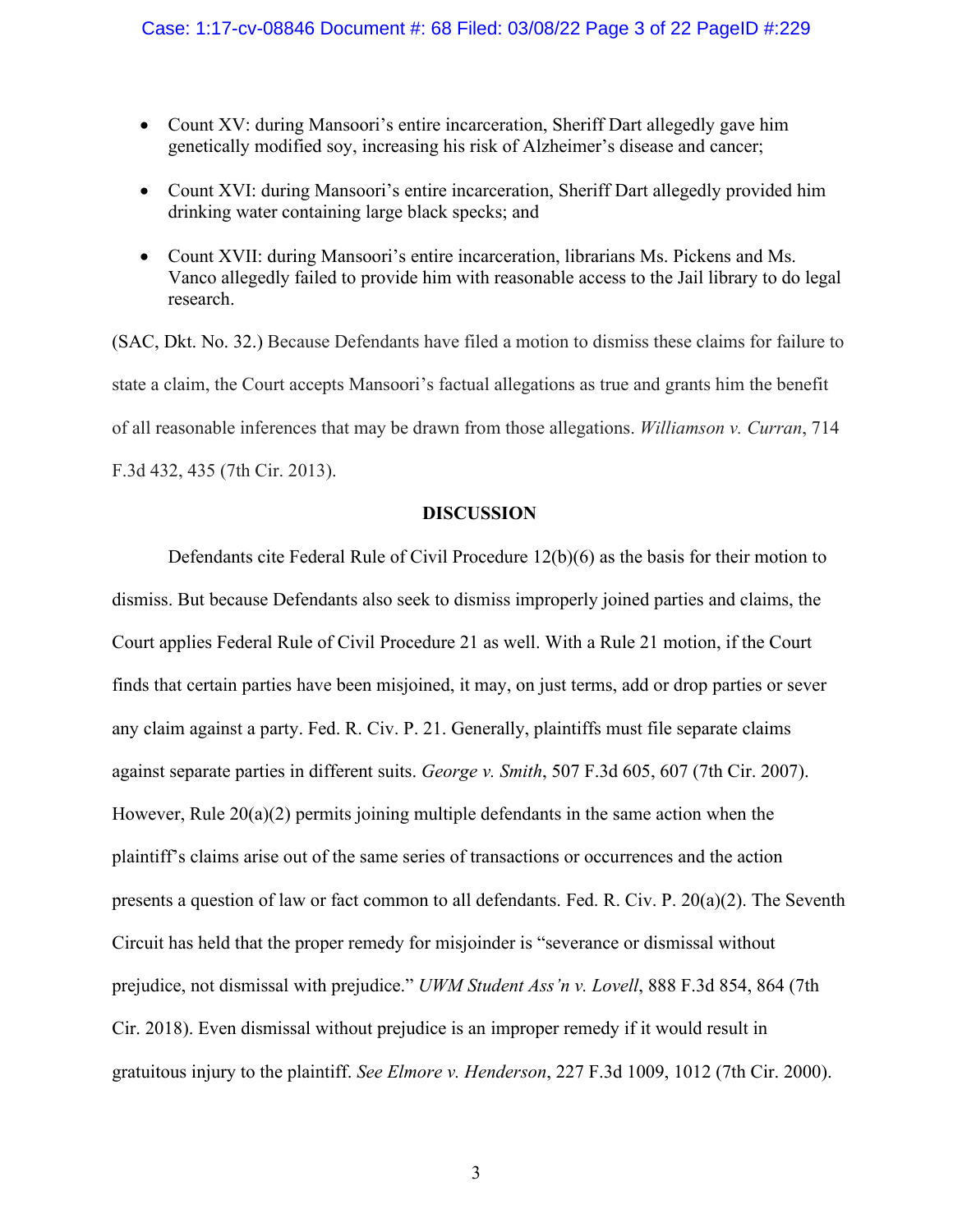- Count XV: during Mansoori's entire incarceration, Sheriff Dart allegedly gave him genetically modified soy, increasing his risk of Alzheimer's disease and cancer;
- Count XVI: during Mansoori's entire incarceration, Sheriff Dart allegedly provided him drinking water containing large black specks; and
- Count XVII: during Mansoori's entire incarceration, librarians Ms. Pickens and Ms. Vanco allegedly failed to provide him with reasonable access to the Jail library to do legal research.

(SAC, Dkt. No. 32.) Because Defendants have filed a motion to dismiss these claims for failure to state a claim, the Court accepts Mansoori's factual allegations as true and grants him the benefit of all reasonable inferences that may be drawn from those allegations. *Williamson v. Curran*, 714 F.3d 432, 435 (7th Cir. 2013).

## DISCUSSION

Defendants cite Federal Rule of Civil Procedure 12(b)(6) as the basis for their motion to dismiss. But because Defendants also seek to dismiss improperly joined parties and claims, the Court applies Federal Rule of Civil Procedure 21 as well. With a Rule 21 motion, if the Court finds that certain parties have been misjoined, it may, on just terms, add or drop parties or sever any claim against a party. Fed. R. Civ. P. 21. Generally, plaintiffs must file separate claims against separate parties in different suits. *George v. Smith*, 507 F.3d 605, 607 (7th Cir. 2007). However, Rule 20(a)(2) permits joining multiple defendants in the same action when the plaintiff's claims arise out of the same series of transactions or occurrences and the action presents a question of law or fact common to all defendants. Fed. R. Civ. P. 20(a)(2). The Seventh Circuit has held that the proper remedy for misjoinder is "severance or dismissal without prejudice, not dismissal with prejudice." *UWM Student Ass'n v. Lovell*, 888 F.3d 854, 864 (7th Cir. 2018). Even dismissal without prejudice is an improper remedy if it would result in gratuitous injury to the plaintiff. *See Elmore v. Henderson*, 227 F.3d 1009, 1012 (7th Cir. 2000).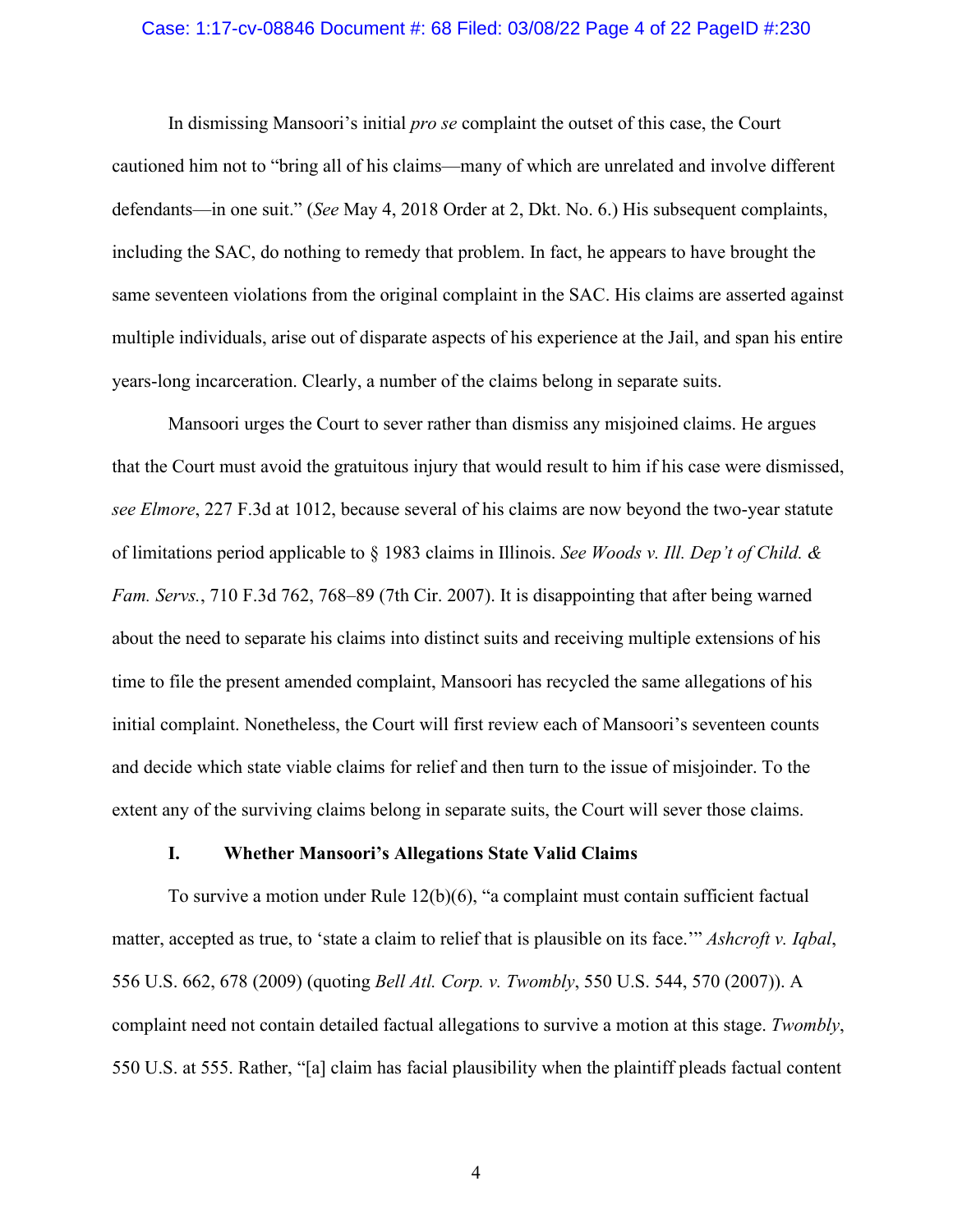In dismissing Mansoori's initial *pro se* complaint the outset of this case, the Court cautioned him not to "bring all of his claims—many of which are unrelated and involve different defendants—in one suit." (*See* May 4, 2018 Order at 2, Dkt. No. 6.) His subsequent complaints, including the SAC, do nothing to remedy that problem. In fact, he appears to have brought the same seventeen violations from the original complaint in the SAC. His claims are asserted against multiple individuals, arise out of disparate aspects of his experience at the Jail, and span his entire years-long incarceration. Clearly, a number of the claims belong in separate suits.

Mansoori urges the Court to sever rather than dismiss any misjoined claims. He argues that the Court must avoid the gratuitous injury that would result to him if his case were dismissed, *see Elmore*, 227 F.3d at 1012, because several of his claims are now beyond the two-year statute of limitations period applicable to § 1983 claims in Illinois. *See Woods v. Ill. Dep't of Child. & Fam. Servs.*, 710 F.3d 762, 768–89 (7th Cir. 2007). It is disappointing that after being warned about the need to separate his claims into distinct suits and receiving multiple extensions of his time to file the present amended complaint, Mansoori has recycled the same allegations of his initial complaint. Nonetheless, the Court will first review each of Mansoori's seventeen counts and decide which state viable claims for relief and then turn to the issue of misjoinder. To the extent any of the surviving claims belong in separate suits, the Court will sever those claims.

## I. Whether Mansoori's Allegations State Valid Claims

To survive a motion under Rule 12(b)(6), "a complaint must contain sufficient factual matter, accepted as true, to 'state a claim to relief that is plausible on its face.'" *Ashcroft v. Iqbal*, 556 U.S. 662, 678 (2009) (quoting *Bell Atl. Corp. v. Twombly*, 550 U.S. 544, 570 (2007)). A complaint need not contain detailed factual allegations to survive a motion at this stage. *Twombly*, 550 U.S. at 555. Rather, "[a] claim has facial plausibility when the plaintiff pleads factual content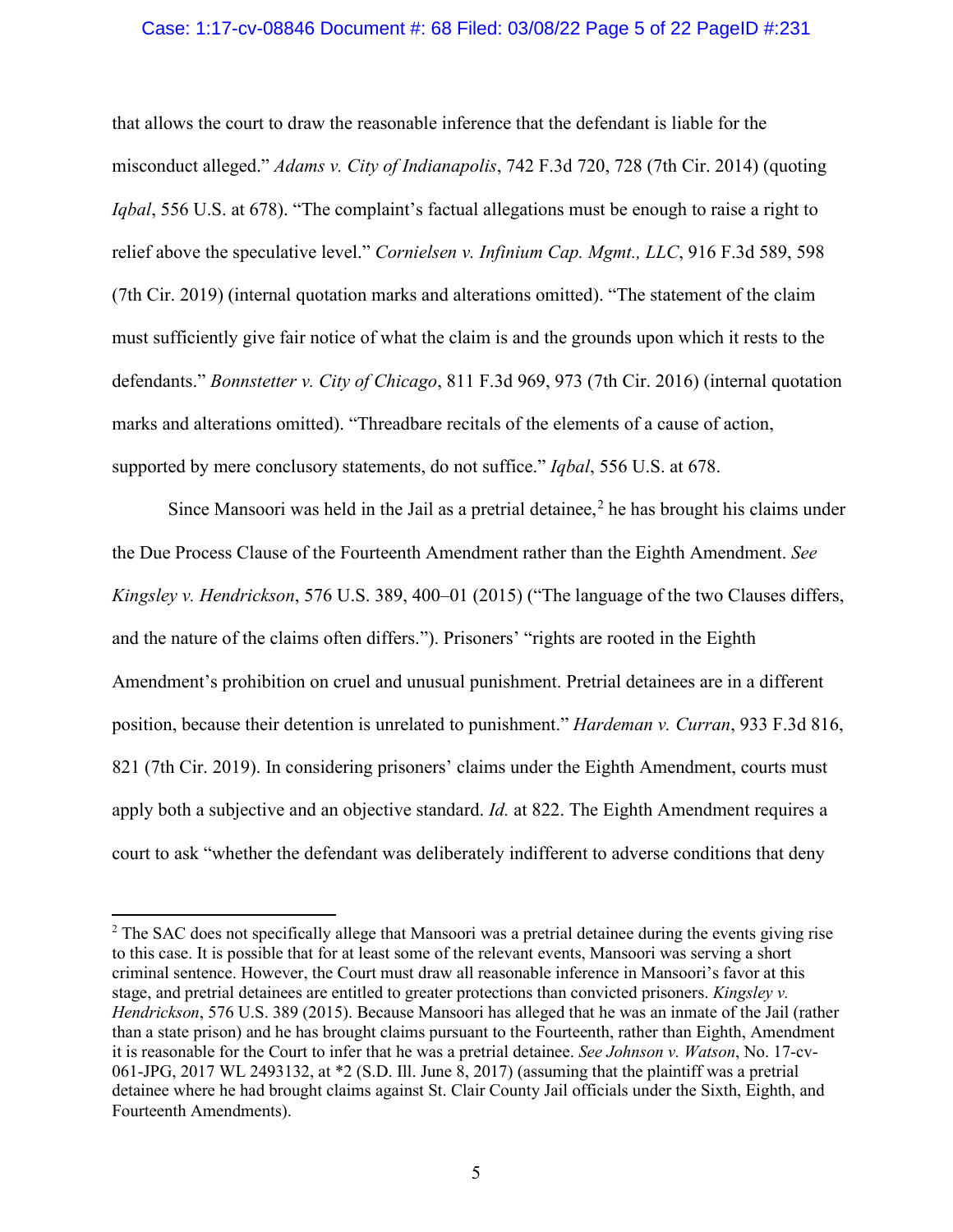that allows the court to draw the reasonable inference that the defendant is liable for the misconduct alleged." *Adams v. City of Indianapolis*, 742 F.3d 720, 728 (7th Cir. 2014) (quoting *Iqbal*, 556 U.S. at 678). "The complaint's factual allegations must be enough to raise a right to relief above the speculative level." *Cornielsen v. Infinium Cap. Mgmt., LLC*, 916 F.3d 589, 598 (7th Cir. 2019) (internal quotation marks and alterations omitted). "The statement of the claim must sufficiently give fair notice of what the claim is and the grounds upon which it rests to the defendants." *Bonnstetter v. City of Chicago*, 811 F.3d 969, 973 (7th Cir. 2016) (internal quotation marks and alterations omitted). "Threadbare recitals of the elements of a cause of action, supported by mere conclusory statements, do not suffice." *Iqbal*, 556 U.S. at 678.

Since Mansoori was held in the Jail as a pretrial detainee,[2] he has brought his claims under the Due Process Clause of the Fourteenth Amendment rather than the Eighth Amendment. *See Kingsley v. Hendrickson*, 576 U.S. 389, 400–01 (2015) ("The language of the two Clauses differs, and the nature of the claims often differs."). Prisoners' "rights are rooted in the Eighth Amendment's prohibition on cruel and unusual punishment. Pretrial detainees are in a different position, because their detention is unrelated to punishment." *Hardeman v. Curran*, 933 F.3d 816, 821 (7th Cir. 2019). In considering prisoners' claims under the Eighth Amendment, courts must apply both a subjective and an objective standard. *Id.* at 822. The Eighth Amendment requires a court to ask "whether the defendant was deliberately indifferent to adverse conditions that deny

[2] The SAC does not specifically allege that Mansoori was a pretrial detainee during the events giving rise to this case. It is possible that for at least some of the relevant events, Mansoori was serving a short criminal sentence. However, the Court must draw all reasonable inference in Mansoori's favor at this stage, and pretrial detainees are entitled to greater protections than convicted prisoners. *Kingsley v. Hendrickson*, 576 U.S. 389 (2015). Because Mansoori has alleged that he was an inmate of the Jail (rather than a state prison) and he has brought claims pursuant to the Fourteenth, rather than Eighth, Amendment it is reasonable for the Court to infer that he was a pretrial detainee. *See Johnson v. Watson*, No. 17-cv-061-JPG, 2017 WL 2493132, at *2 (S.D. Ill. June 8, 2017) (assuming that the plaintiff was a pretrial detainee where he had brought claims against St. Clair County Jail officials under the Sixth, Eighth, and Fourteenth Amendments).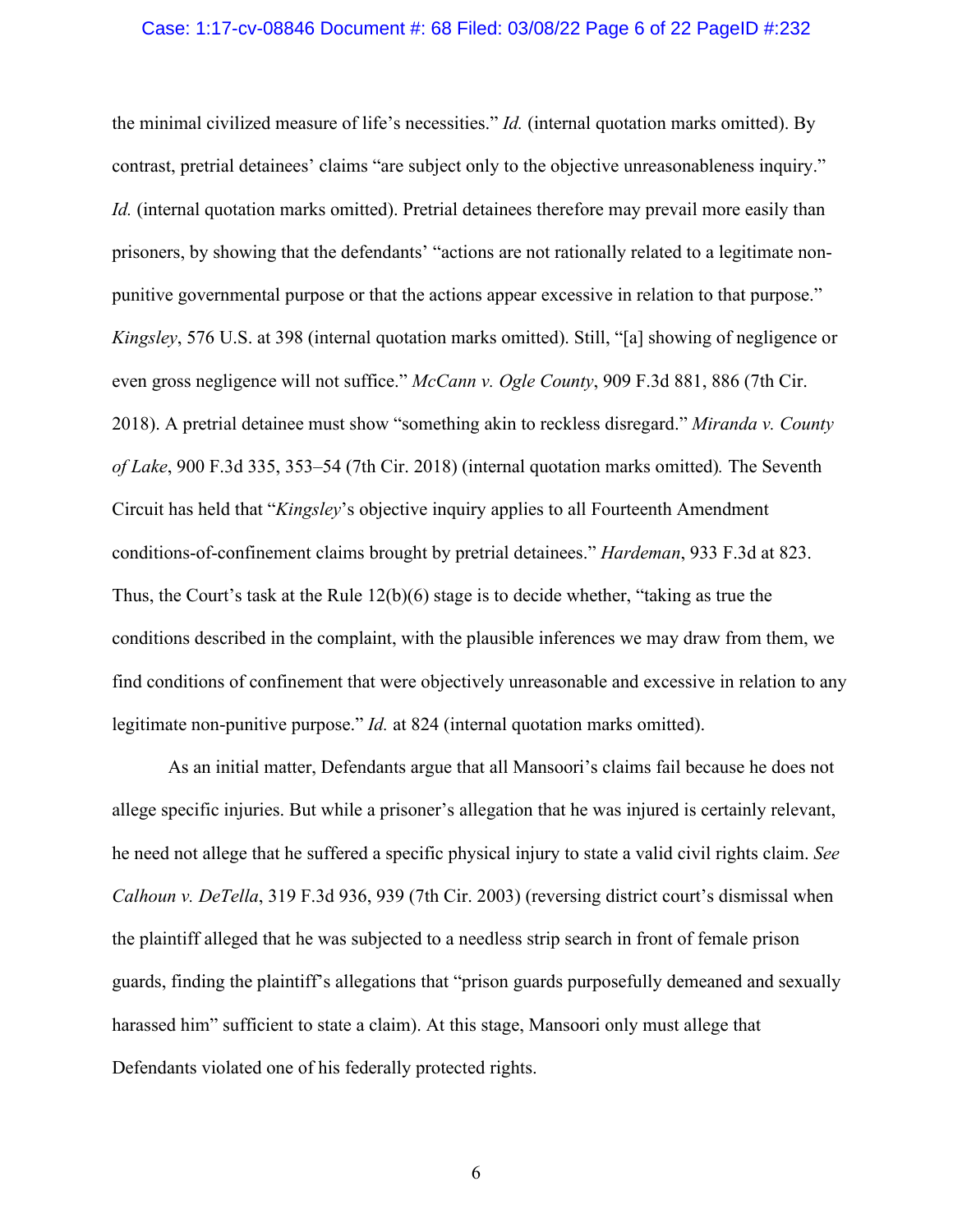the minimal civilized measure of life's necessities." *Id.* (internal quotation marks omitted). By contrast, pretrial detainees' claims "are subject only to the objective unreasonableness inquiry." *Id.* (internal quotation marks omitted). Pretrial detainees therefore may prevail more easily than prisoners, by showing that the defendants' "actions are not rationally related to a legitimate non-punitive governmental purpose or that the actions appear excessive in relation to that purpose." *Kingsley*, 576 U.S. at 398 (internal quotation marks omitted). Still, "[a] showing of negligence or even gross negligence will not suffice." *McCann v. Ogle County*, 909 F.3d 881, 886 (7th Cir. 2018). A pretrial detainee must show "something akin to reckless disregard." *Miranda v. County of Lake*, 900 F.3d 335, 353–54 (7th Cir. 2018) (internal quotation marks omitted). The Seventh Circuit has held that "*Kingsley*'s objective inquiry applies to all Fourteenth Amendment conditions-of-confinement claims brought by pretrial detainees." *Hardeman*, 933 F.3d at 823. Thus, the Court's task at the Rule 12(b)(6) stage is to decide whether, "taking as true the conditions described in the complaint, with the plausible inferences we may draw from them, we find conditions of confinement that were objectively unreasonable and excessive in relation to any legitimate non-punitive purpose." *Id.* at 824 (internal quotation marks omitted).

As an initial matter, Defendants argue that all Mansoori's claims fail because he does not allege specific injuries. But while a prisoner's allegation that he was injured is certainly relevant, he need not allege that he suffered a specific physical injury to state a valid civil rights claim. *See Calhoun v. DeTella*, 319 F.3d 936, 939 (7th Cir. 2003) (reversing district court's dismissal when the plaintiff alleged that he was subjected to a needless strip search in front of female prison guards, finding the plaintiff's allegations that "prison guards purposefully demeaned and sexually harassed him" sufficient to state a claim). At this stage, Mansoori only must allege that Defendants violated one of his federally protected rights.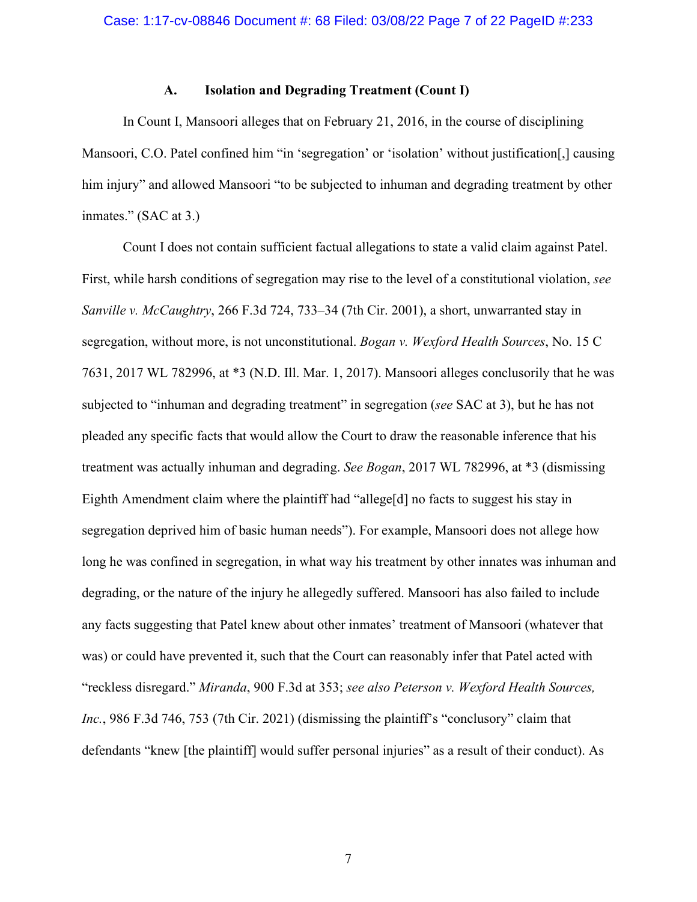### A. Isolation and Degrading Treatment (Count I)

In Count I, Mansoori alleges that on February 21, 2016, in the course of disciplining Mansoori, C.O. Patel confined him "in 'segregation' or 'isolation' without justification[,] causing him injury" and allowed Mansoori "to be subjected to inhuman and degrading treatment by other inmates." (SAC at 3.)

Count I does not contain sufficient factual allegations to state a valid claim against Patel. First, while harsh conditions of segregation may rise to the level of a constitutional violation, *see Sanville v. McCaughtry*, 266 F.3d 724, 733–34 (7th Cir. 2001), a short, unwarranted stay in segregation, without more, is not unconstitutional. *Bogan v. Wexford Health Sources*, No. 15 C 7631, 2017 WL 782996, at *3 (N.D. Ill. Mar. 1, 2017). Mansoori alleges conclusorily that he was subjected to "inhuman and degrading treatment" in segregation (*see* SAC at 3), but he has not pleaded any specific facts that would allow the Court to draw the reasonable inference that his treatment was actually inhuman and degrading. *See Bogan*, 2017 WL 782996, at *3 (dismissing Eighth Amendment claim where the plaintiff had "allege[d] no facts to suggest his stay in segregation deprived him of basic human needs"). For example, Mansoori does not allege how long he was confined in segregation, in what way his treatment by other innates was inhuman and degrading, or the nature of the injury he allegedly suffered. Mansoori has also failed to include any facts suggesting that Patel knew about other inmates' treatment of Mansoori (whatever that was) or could have prevented it, such that the Court can reasonably infer that Patel acted with "reckless disregard." *Miranda*, 900 F.3d at 353; *see also Peterson v. Wexford Health Sources, Inc.*, 986 F.3d 746, 753 (7th Cir. 2021) (dismissing the plaintiff's "conclusory" claim that defendants "knew [the plaintiff] would suffer personal injuries" as a result of their conduct). As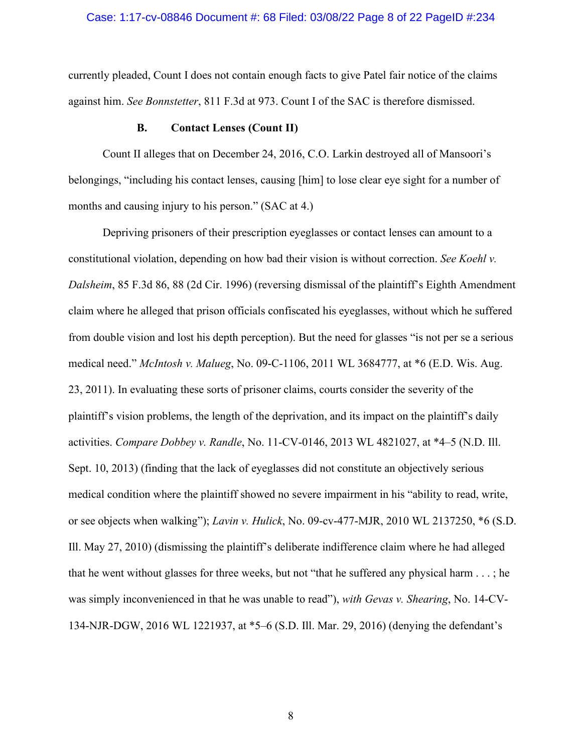currently pleaded, Count I does not contain enough facts to give Patel fair notice of the claims against him. *See Bonnstetter*, 811 F.3d at 973. Count I of the SAC is therefore dismissed.

### B. Contact Lenses (Count II)

Count II alleges that on December 24, 2016, C.O. Larkin destroyed all of Mansoori's belongings, "including his contact lenses, causing [him] to lose clear eye sight for a number of months and causing injury to his person." (SAC at 4.)

Depriving prisoners of their prescription eyeglasses or contact lenses can amount to a constitutional violation, depending on how bad their vision is without correction. *See Koehl v. Dalsheim*, 85 F.3d 86, 88 (2d Cir. 1996) (reversing dismissal of the plaintiff's Eighth Amendment claim where he alleged that prison officials confiscated his eyeglasses, without which he suffered from double vision and lost his depth perception). But the need for glasses "is not per se a serious medical need." *McIntosh v. Malueg*, No. 09-C-1106, 2011 WL 3684777, at *6 (E.D. Wis. Aug. 23, 2011). In evaluating these sorts of prisoner claims, courts consider the severity of the plaintiff's vision problems, the length of the deprivation, and its impact on the plaintiff's daily activities. *Compare Dobbey v. Randle*, No. 11-CV-0146, 2013 WL 4821027, at *4–5 (N.D. Ill. Sept. 10, 2013) (finding that the lack of eyeglasses did not constitute an objectively serious medical condition where the plaintiff showed no severe impairment in his "ability to read, write, or see objects when walking"); *Lavin v. Hulick*, No. 09-cv-477-MJR, 2010 WL 2137250, *6 (S.D. Ill. May 27, 2010) (dismissing the plaintiff's deliberate indifference claim where he had alleged that he went without glasses for three weeks, but not "that he suffered any physical harm . . . ; he was simply inconvenienced in that he was unable to read"), *with Gevas v. Shearing*, No. 14-CV-134-NJR-DGW, 2016 WL 1221937, at *5–6 (S.D. Ill. Mar. 29, 2016) (denying the defendant's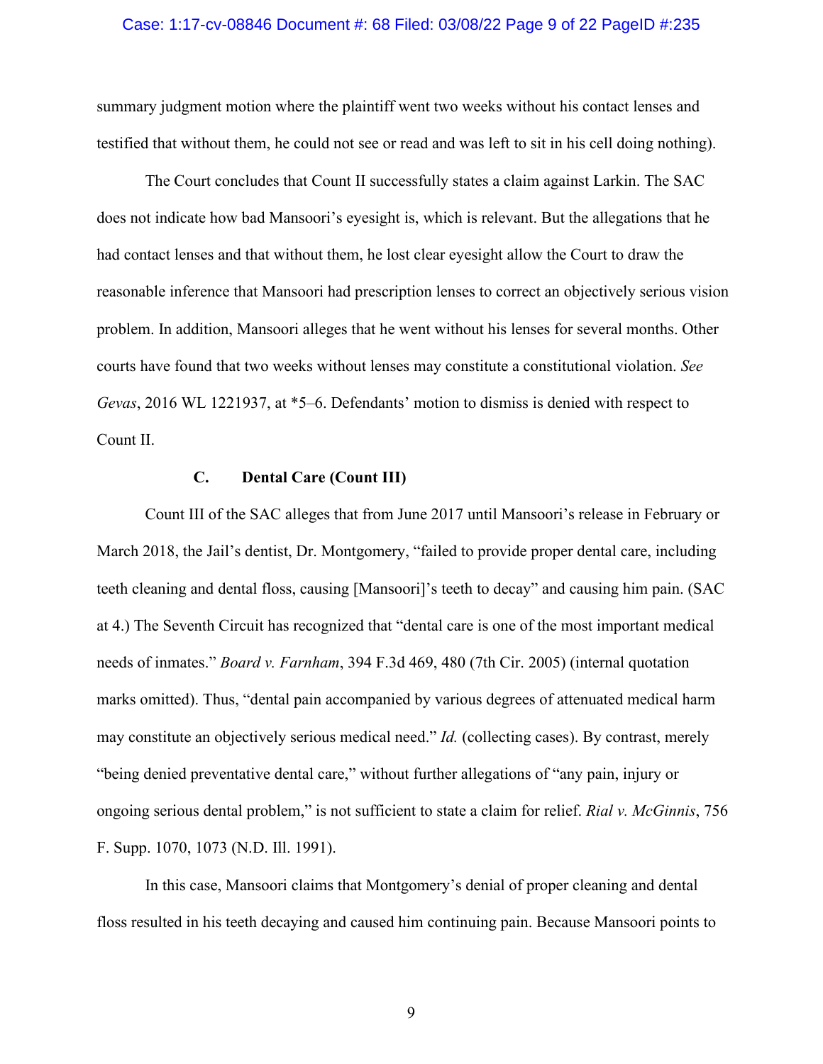summary judgment motion where the plaintiff went two weeks without his contact lenses and testified that without them, he could not see or read and was left to sit in his cell doing nothing).

The Court concludes that Count II successfully states a claim against Larkin. The SAC does not indicate how bad Mansoori's eyesight is, which is relevant. But the allegations that he had contact lenses and that without them, he lost clear eyesight allow the Court to draw the reasonable inference that Mansoori had prescription lenses to correct an objectively serious vision problem. In addition, Mansoori alleges that he went without his lenses for several months. Other courts have found that two weeks without lenses may constitute a constitutional violation. *See Gevas*, 2016 WL 1221937, at *5–6. Defendants' motion to dismiss is denied with respect to Count II.

### C. Dental Care (Count III)

Count III of the SAC alleges that from June 2017 until Mansoori's release in February or March 2018, the Jail's dentist, Dr. Montgomery, "failed to provide proper dental care, including teeth cleaning and dental floss, causing [Mansoori]'s teeth to decay" and causing him pain. (SAC at 4.) The Seventh Circuit has recognized that "dental care is one of the most important medical needs of inmates." *Board v. Farnham*, 394 F.3d 469, 480 (7th Cir. 2005) (internal quotation marks omitted). Thus, "dental pain accompanied by various degrees of attenuated medical harm may constitute an objectively serious medical need." *Id.* (collecting cases). By contrast, merely "being denied preventative dental care," without further allegations of "any pain, injury or ongoing serious dental problem," is not sufficient to state a claim for relief. *Rial v. McGinnis*, 756 F. Supp. 1070, 1073 (N.D. Ill. 1991).

In this case, Mansoori claims that Montgomery's denial of proper cleaning and dental floss resulted in his teeth decaying and caused him continuing pain. Because Mansoori points to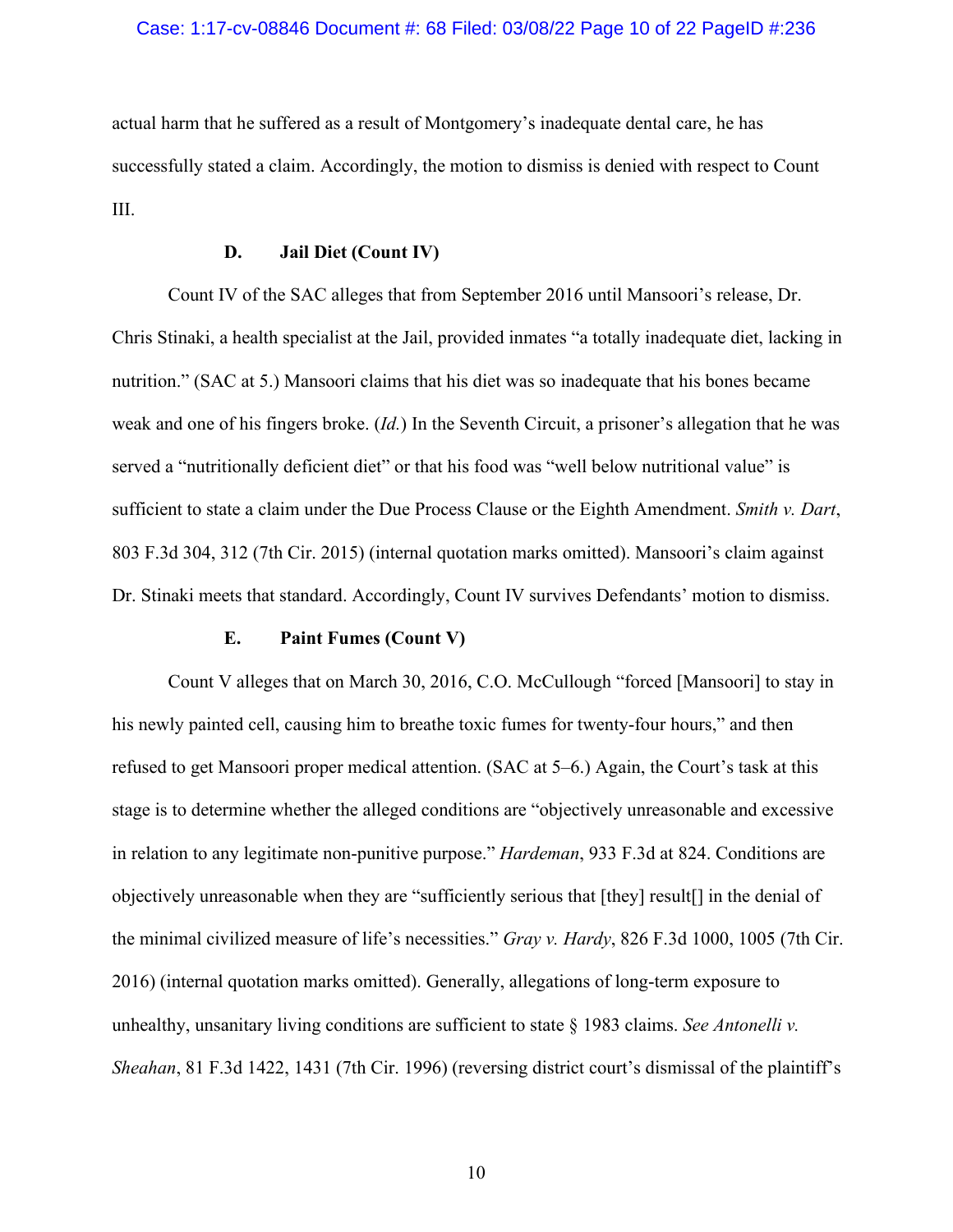actual harm that he suffered as a result of Montgomery's inadequate dental care, he has successfully stated a claim. Accordingly, the motion to dismiss is denied with respect to Count III.

### D. Jail Diet (Count IV)

Count IV of the SAC alleges that from September 2016 until Mansoori's release, Dr. Chris Stinaki, a health specialist at the Jail, provided inmates "a totally inadequate diet, lacking in nutrition." (SAC at 5.) Mansoori claims that his diet was so inadequate that his bones became weak and one of his fingers broke. (*Id.*) In the Seventh Circuit, a prisoner's allegation that he was served a "nutritionally deficient diet" or that his food was "well below nutritional value" is sufficient to state a claim under the Due Process Clause or the Eighth Amendment. *Smith v. Dart*, 803 F.3d 304, 312 (7th Cir. 2015) (internal quotation marks omitted). Mansoori's claim against Dr. Stinaki meets that standard. Accordingly, Count IV survives Defendants' motion to dismiss.

### E. Paint Fumes (Count V)

Count V alleges that on March 30, 2016, C.O. McCullough "forced [Mansoori] to stay in his newly painted cell, causing him to breathe toxic fumes for twenty-four hours," and then refused to get Mansoori proper medical attention. (SAC at 5–6.) Again, the Court's task at this stage is to determine whether the alleged conditions are "objectively unreasonable and excessive in relation to any legitimate non-punitive purpose." *Hardeman*, 933 F.3d at 824. Conditions are objectively unreasonable when they are "sufficiently serious that [they] result[] in the denial of the minimal civilized measure of life's necessities." *Gray v. Hardy*, 826 F.3d 1000, 1005 (7th Cir. 2016) (internal quotation marks omitted). Generally, allegations of long-term exposure to unhealthy, unsanitary living conditions are sufficient to state § 1983 claims. *See Antonelli v. Sheahan*, 81 F.3d 1422, 1431 (7th Cir. 1996) (reversing district court's dismissal of the plaintiff's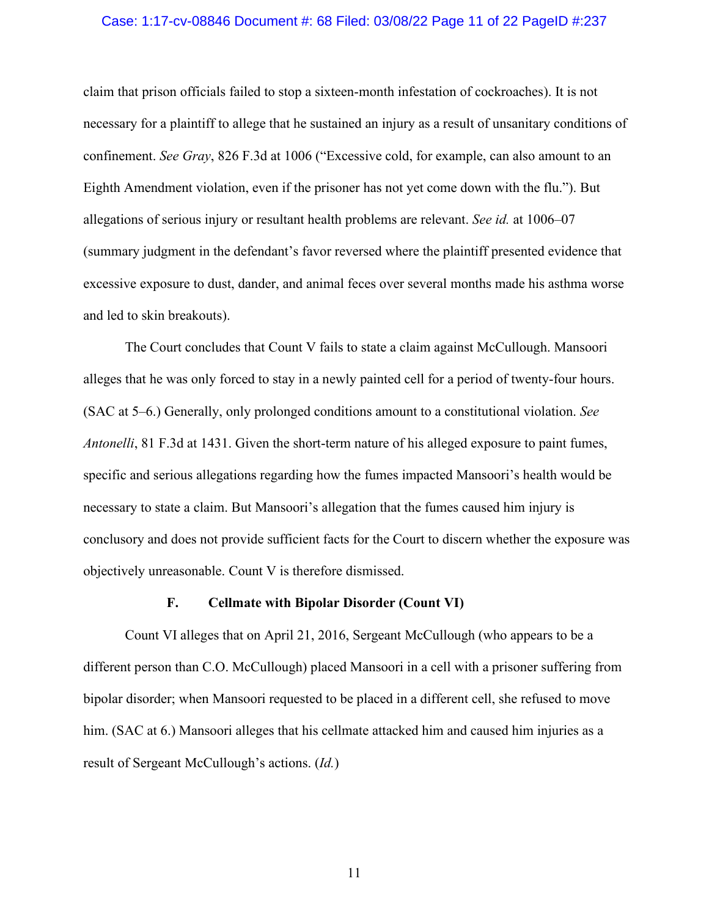claim that prison officials failed to stop a sixteen-month infestation of cockroaches). It is not necessary for a plaintiff to allege that he sustained an injury as a result of unsanitary conditions of confinement. *See Gray*, 826 F.3d at 1006 ("Excessive cold, for example, can also amount to an Eighth Amendment violation, even if the prisoner has not yet come down with the flu."). But allegations of serious injury or resultant health problems are relevant. *See id.* at 1006–07 (summary judgment in the defendant's favor reversed where the plaintiff presented evidence that excessive exposure to dust, dander, and animal feces over several months made his asthma worse and led to skin breakouts).

The Court concludes that Count V fails to state a claim against McCullough. Mansoori alleges that he was only forced to stay in a newly painted cell for a period of twenty-four hours. (SAC at 5–6.) Generally, only prolonged conditions amount to a constitutional violation. *See Antonelli*, 81 F.3d at 1431. Given the short-term nature of his alleged exposure to paint fumes, specific and serious allegations regarding how the fumes impacted Mansoori's health would be necessary to state a claim. But Mansoori's allegation that the fumes caused him injury is conclusory and does not provide sufficient facts for the Court to discern whether the exposure was objectively unreasonable. Count V is therefore dismissed.

### F. Cellmate with Bipolar Disorder (Count VI)

Count VI alleges that on April 21, 2016, Sergeant McCullough (who appears to be a different person than C.O. McCullough) placed Mansoori in a cell with a prisoner suffering from bipolar disorder; when Mansoori requested to be placed in a different cell, she refused to move him. (SAC at 6.) Mansoori alleges that his cellmate attacked him and caused him injuries as a result of Sergeant McCullough's actions. (*Id.*)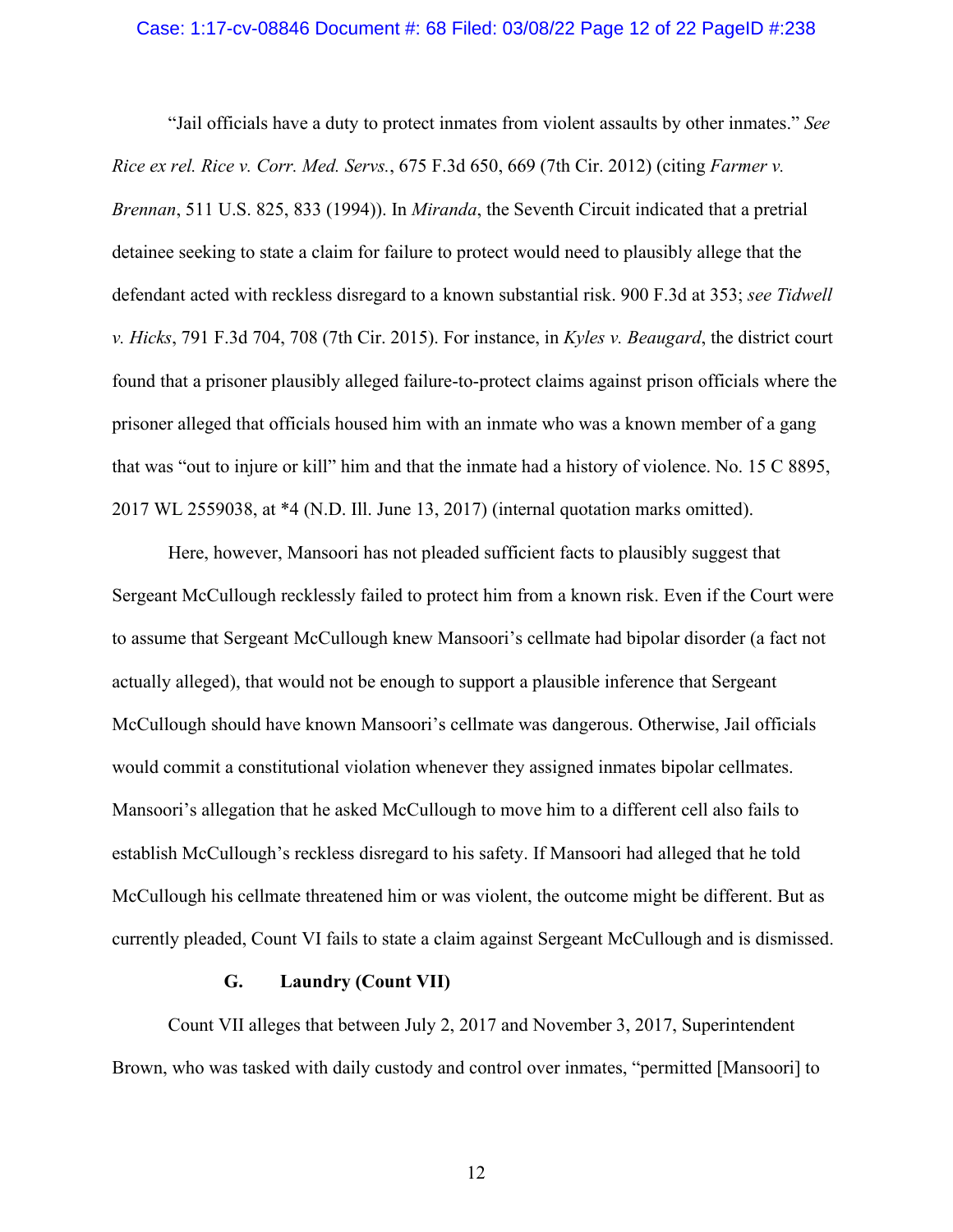"Jail officials have a duty to protect inmates from violent assaults by other inmates." *See Rice ex rel. Rice v. Corr. Med. Servs.*, 675 F.3d 650, 669 (7th Cir. 2012) (citing *Farmer v. Brennan*, 511 U.S. 825, 833 (1994)). In *Miranda*, the Seventh Circuit indicated that a pretrial detainee seeking to state a claim for failure to protect would need to plausibly allege that the defendant acted with reckless disregard to a known substantial risk. 900 F.3d at 353; *see Tidwell v. Hicks*, 791 F.3d 704, 708 (7th Cir. 2015). For instance, in *Kyles v. Beaugard*, the district court found that a prisoner plausibly alleged failure-to-protect claims against prison officials where the prisoner alleged that officials housed him with an inmate who was a known member of a gang that was "out to injure or kill" him and that the inmate had a history of violence. No. 15 C 8895, 2017 WL 2559038, at *4 (N.D. Ill. June 13, 2017) (internal quotation marks omitted).

Here, however, Mansoori has not pleaded sufficient facts to plausibly suggest that Sergeant McCullough recklessly failed to protect him from a known risk. Even if the Court were to assume that Sergeant McCullough knew Mansoori's cellmate had bipolar disorder (a fact not actually alleged), that would not be enough to support a plausible inference that Sergeant McCullough should have known Mansoori's cellmate was dangerous. Otherwise, Jail officials would commit a constitutional violation whenever they assigned inmates bipolar cellmates. Mansoori's allegation that he asked McCullough to move him to a different cell also fails to establish McCullough's reckless disregard to his safety. If Mansoori had alleged that he told McCullough his cellmate threatened him or was violent, the outcome might be different. But as currently pleaded, Count VI fails to state a claim against Sergeant McCullough and is dismissed.

### G. Laundry (Count VII)

Count VII alleges that between July 2, 2017 and November 3, 2017, Superintendent Brown, who was tasked with daily custody and control over inmates, "permitted [Mansoori] to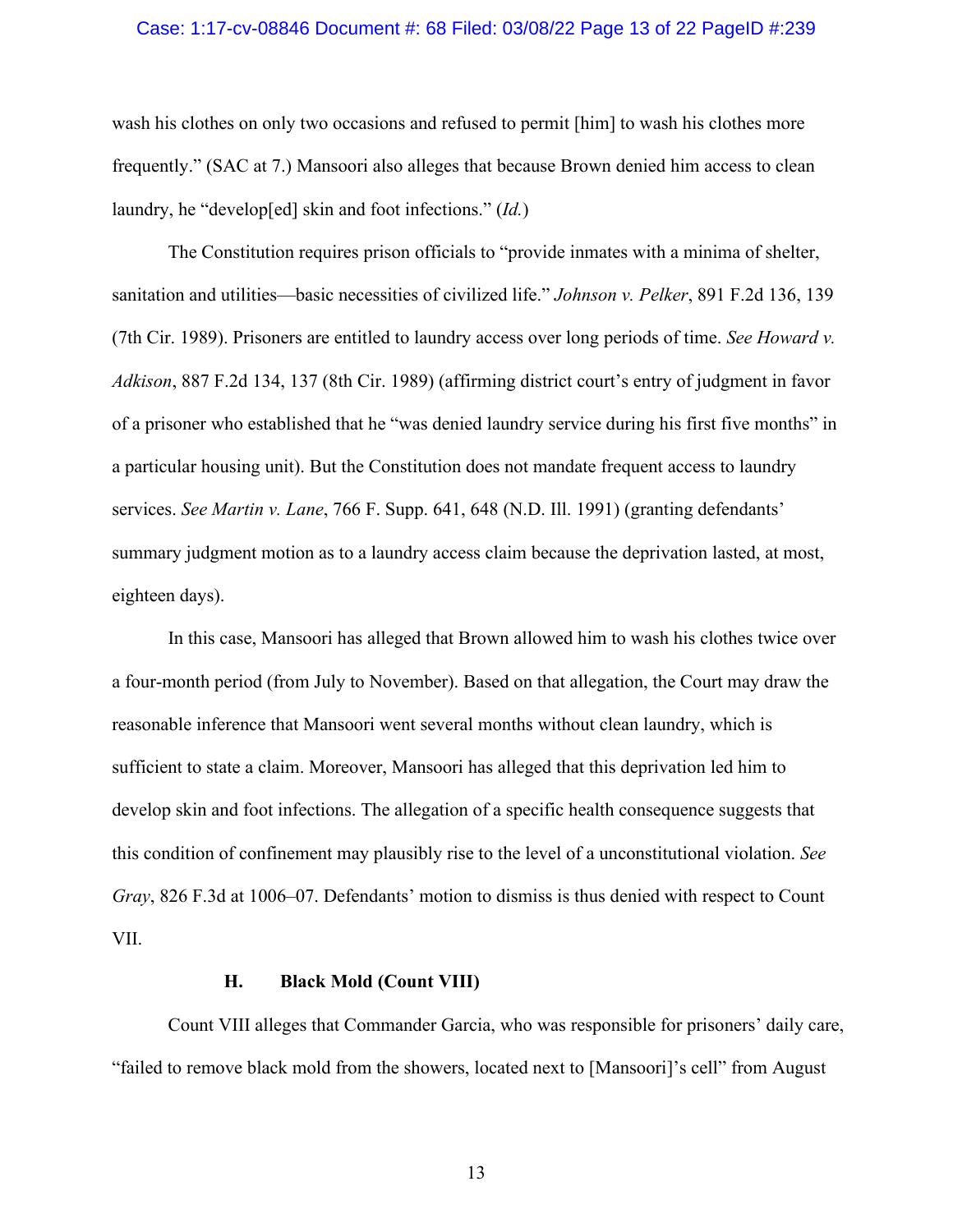wash his clothes on only two occasions and refused to permit [him] to wash his clothes more frequently." (SAC at 7.) Mansoori also alleges that because Brown denied him access to clean laundry, he "develop[ed] skin and foot infections." (*Id.*)

The Constitution requires prison officials to "provide inmates with a minima of shelter, sanitation and utilities—basic necessities of civilized life." *Johnson v. Pelker*, 891 F.2d 136, 139 (7th Cir. 1989). Prisoners are entitled to laundry access over long periods of time. *See Howard v. Adkison*, 887 F.2d 134, 137 (8th Cir. 1989) (affirming district court's entry of judgment in favor of a prisoner who established that he "was denied laundry service during his first five months" in a particular housing unit). But the Constitution does not mandate frequent access to laundry services. *See Martin v. Lane*, 766 F. Supp. 641, 648 (N.D. Ill. 1991) (granting defendants' summary judgment motion as to a laundry access claim because the deprivation lasted, at most, eighteen days).

In this case, Mansoori has alleged that Brown allowed him to wash his clothes twice over a four-month period (from July to November). Based on that allegation, the Court may draw the reasonable inference that Mansoori went several months without clean laundry, which is sufficient to state a claim. Moreover, Mansoori has alleged that this deprivation led him to develop skin and foot infections. The allegation of a specific health consequence suggests that this condition of confinement may plausibly rise to the level of a unconstitutional violation. *See Gray*, 826 F.3d at 1006–07. Defendants' motion to dismiss is thus denied with respect to Count VII.

### H. Black Mold (Count VIII)

Count VIII alleges that Commander Garcia, who was responsible for prisoners' daily care, "failed to remove black mold from the showers, located next to [Mansoori]'s cell" from August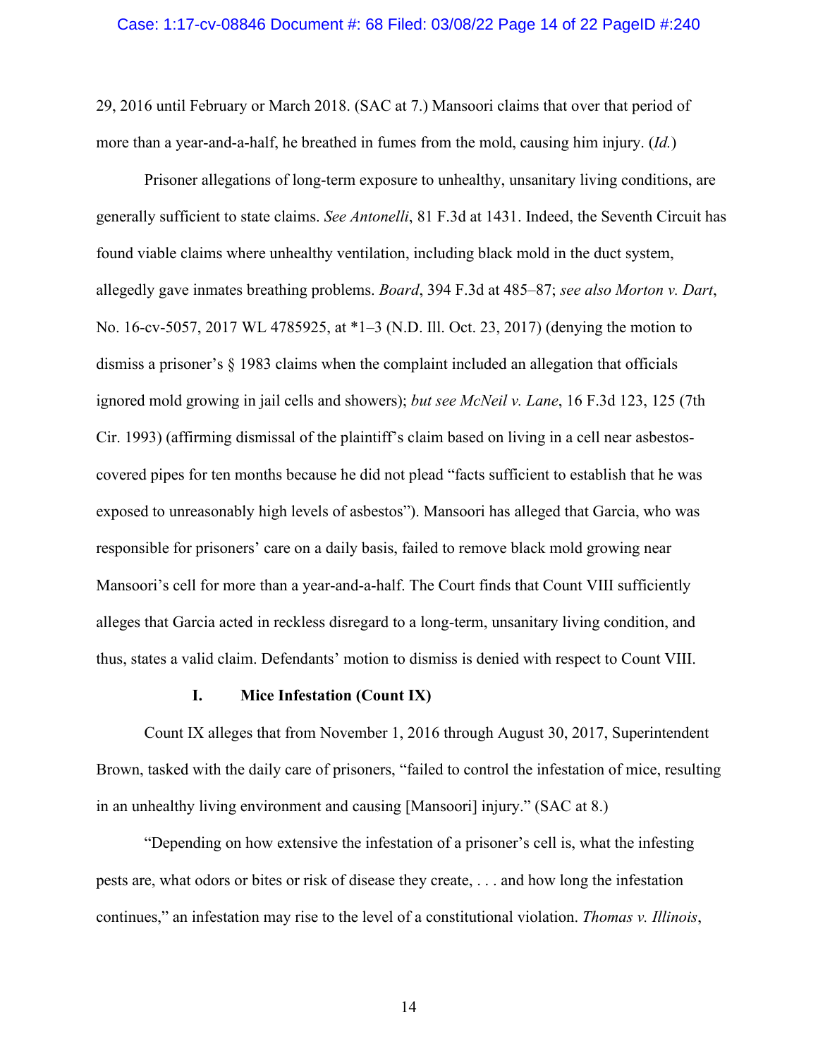29, 2016 until February or March 2018. (SAC at 7.) Mansoori claims that over that period of more than a year-and-a-half, he breathed in fumes from the mold, causing him injury. (*Id.*)

Prisoner allegations of long-term exposure to unhealthy, unsanitary living conditions, are generally sufficient to state claims. *See Antonelli*, 81 F.3d at 1431. Indeed, the Seventh Circuit has found viable claims where unhealthy ventilation, including black mold in the duct system, allegedly gave inmates breathing problems. *Board*, 394 F.3d at 485–87; *see also Morton v. Dart*, No. 16-cv-5057, 2017 WL 4785925, at *1–3 (N.D. Ill. Oct. 23, 2017) (denying the motion to dismiss a prisoner's § 1983 claims when the complaint included an allegation that officials ignored mold growing in jail cells and showers); *but see McNeil v. Lane*, 16 F.3d 123, 125 (7th Cir. 1993) (affirming dismissal of the plaintiff's claim based on living in a cell near asbestos-covered pipes for ten months because he did not plead "facts sufficient to establish that he was exposed to unreasonably high levels of asbestos"). Mansoori has alleged that Garcia, who was responsible for prisoners' care on a daily basis, failed to remove black mold growing near Mansoori's cell for more than a year-and-a-half. The Court finds that Count VIII sufficiently alleges that Garcia acted in reckless disregard to a long-term, unsanitary living condition, and thus, states a valid claim. Defendants' motion to dismiss is denied with respect to Count VIII.

### I. Mice Infestation (Count IX)

Count IX alleges that from November 1, 2016 through August 30, 2017, Superintendent Brown, tasked with the daily care of prisoners, "failed to control the infestation of mice, resulting in an unhealthy living environment and causing [Mansoori] injury." (SAC at 8.)

"Depending on how extensive the infestation of a prisoner's cell is, what the infesting pests are, what odors or bites or risk of disease they create, . . . and how long the infestation continues," an infestation may rise to the level of a constitutional violation. *Thomas v. Illinois*,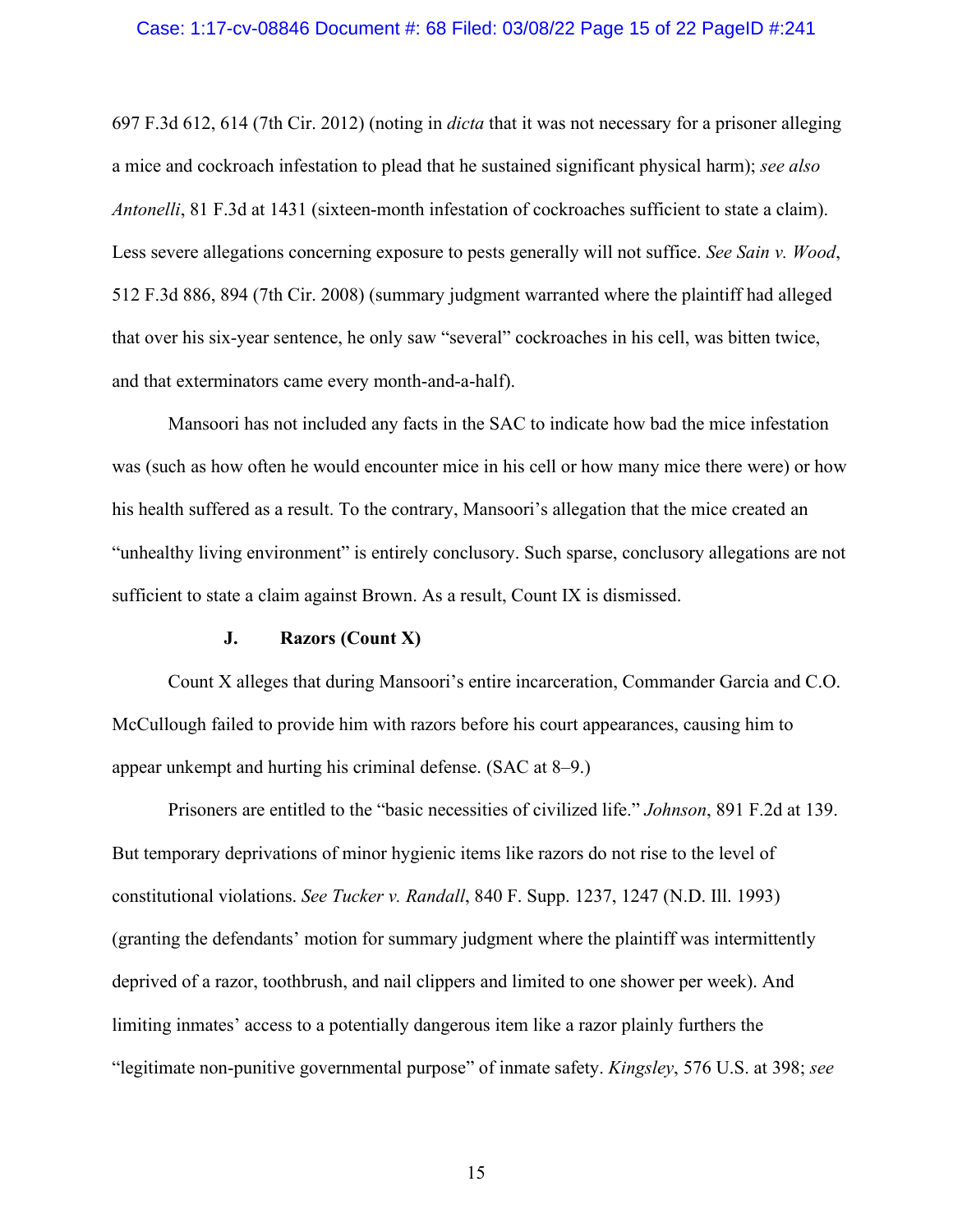697 F.3d 612, 614 (7th Cir. 2012) (noting in *dicta* that it was not necessary for a prisoner alleging a mice and cockroach infestation to plead that he sustained significant physical harm); *see also* *Antonelli*, 81 F.3d at 1431 (sixteen-month infestation of cockroaches sufficient to state a claim). Less severe allegations concerning exposure to pests generally will not suffice. *See Sain v. Wood*, 512 F.3d 886, 894 (7th Cir. 2008) (summary judgment warranted where the plaintiff had alleged that over his six-year sentence, he only saw "several" cockroaches in his cell, was bitten twice, and that exterminators came every month-and-a-half).

Mansoori has not included any facts in the SAC to indicate how bad the mice infestation was (such as how often he would encounter mice in his cell or how many mice there were) or how his health suffered as a result. To the contrary, Mansoori's allegation that the mice created an "unhealthy living environment" is entirely conclusory. Such sparse, conclusory allegations are not sufficient to state a claim against Brown. As a result, Count IX is dismissed.

### J. Razors (Count X)

Count X alleges that during Mansoori's entire incarceration, Commander Garcia and C.O. McCullough failed to provide him with razors before his court appearances, causing him to appear unkempt and hurting his criminal defense. (SAC at 8–9.)

Prisoners are entitled to the "basic necessities of civilized life." *Johnson*, 891 F.2d at 139. But temporary deprivations of minor hygienic items like razors do not rise to the level of constitutional violations. *See Tucker v. Randall*, 840 F. Supp. 1237, 1247 (N.D. Ill. 1993) (granting the defendants' motion for summary judgment where the plaintiff was intermittently deprived of a razor, toothbrush, and nail clippers and limited to one shower per week). And limiting inmates' access to a potentially dangerous item like a razor plainly furthers the "legitimate non-punitive governmental purpose" of inmate safety. *Kingsley*, 576 U.S. at 398; *see*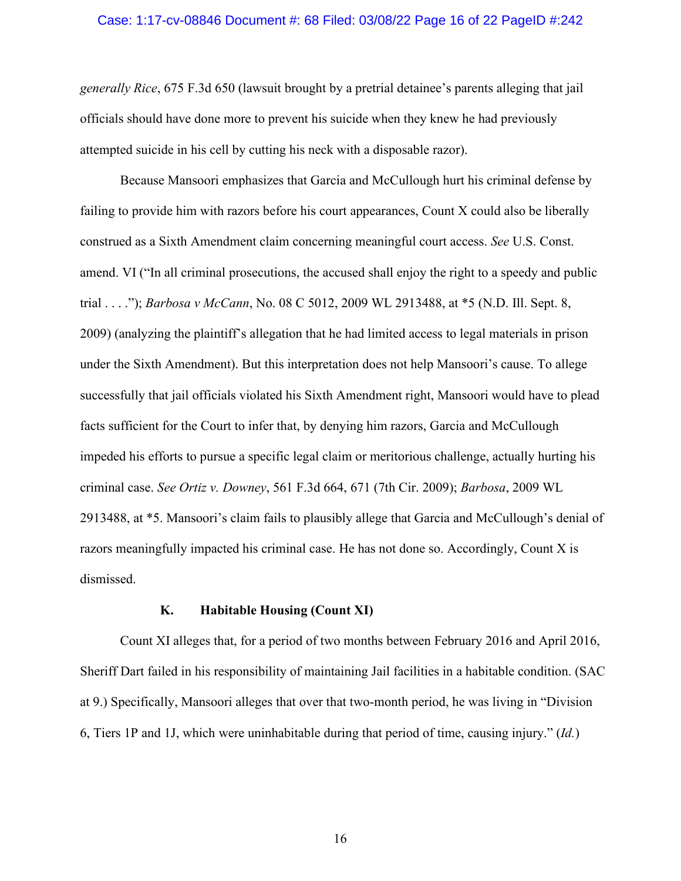*generally Rice*, 675 F.3d 650 (lawsuit brought by a pretrial detainee's parents alleging that jail officials should have done more to prevent his suicide when they knew he had previously attempted suicide in his cell by cutting his neck with a disposable razor).

Because Mansoori emphasizes that Garcia and McCullough hurt his criminal defense by failing to provide him with razors before his court appearances, Count X could also be liberally construed as a Sixth Amendment claim concerning meaningful court access. *See* U.S. Const. amend. VI ("In all criminal prosecutions, the accused shall enjoy the right to a speedy and public trial . . . ."); *Barbosa v McCann*, No. 08 C 5012, 2009 WL 2913488, at *5 (N.D. Ill. Sept. 8, 2009) (analyzing the plaintiff's allegation that he had limited access to legal materials in prison under the Sixth Amendment). But this interpretation does not help Mansoori's cause. To allege successfully that jail officials violated his Sixth Amendment right, Mansoori would have to plead facts sufficient for the Court to infer that, by denying him razors, Garcia and McCullough impeded his efforts to pursue a specific legal claim or meritorious challenge, actually hurting his criminal case. *See Ortiz v. Downey*, 561 F.3d 664, 671 (7th Cir. 2009); *Barbosa*, 2009 WL 2913488, at *5. Mansoori's claim fails to plausibly allege that Garcia and McCullough's denial of razors meaningfully impacted his criminal case. He has not done so. Accordingly, Count X is dismissed.

### K. Habitable Housing (Count XI)

Count XI alleges that, for a period of two months between February 2016 and April 2016, Sheriff Dart failed in his responsibility of maintaining Jail facilities in a habitable condition. (SAC at 9.) Specifically, Mansoori alleges that over that two-month period, he was living in "Division 6, Tiers 1P and 1J, which were uninhabitable during that period of time, causing injury." (*Id.*)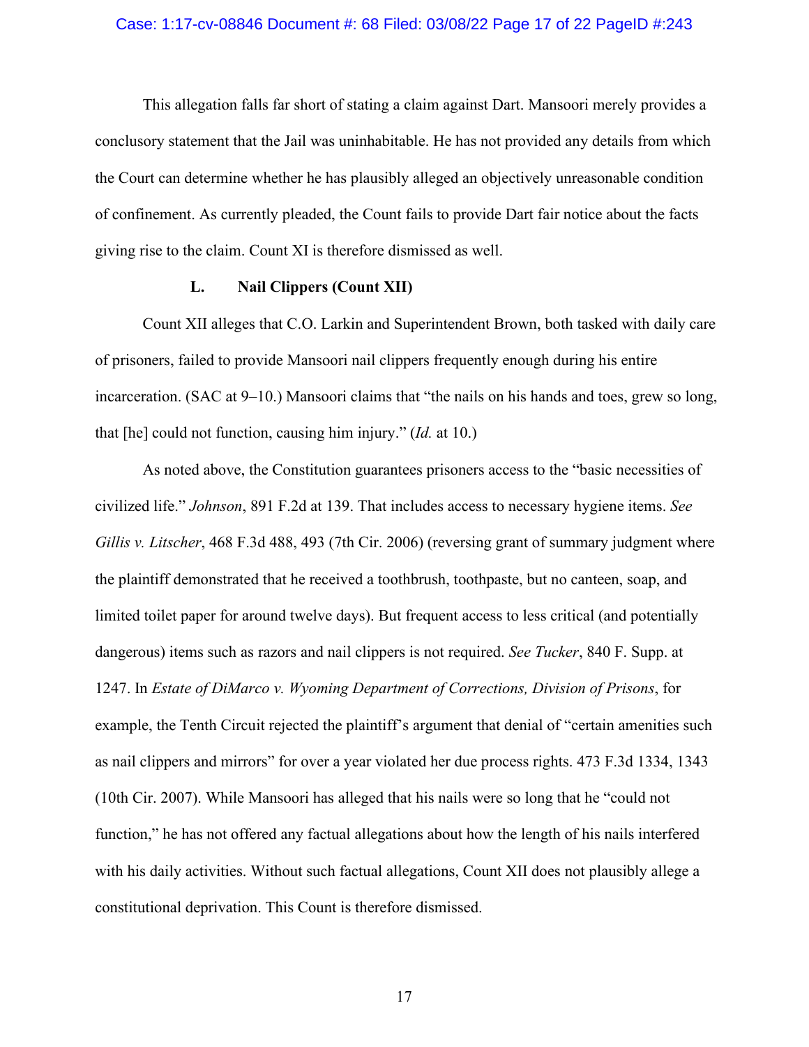This allegation falls far short of stating a claim against Dart. Mansoori merely provides a conclusory statement that the Jail was uninhabitable. He has not provided any details from which the Court can determine whether he has plausibly alleged an objectively unreasonable condition of confinement. As currently pleaded, the Count fails to provide Dart fair notice about the facts giving rise to the claim. Count XI is therefore dismissed as well.

### L. Nail Clippers (Count XII)

Count XII alleges that C.O. Larkin and Superintendent Brown, both tasked with daily care of prisoners, failed to provide Mansoori nail clippers frequently enough during his entire incarceration. (SAC at 9–10.) Mansoori claims that "the nails on his hands and toes, grew so long, that [he] could not function, causing him injury." (*Id.* at 10.)

As noted above, the Constitution guarantees prisoners access to the "basic necessities of civilized life." *Johnson*, 891 F.2d at 139. That includes access to necessary hygiene items. *See Gillis v. Litscher*, 468 F.3d 488, 493 (7th Cir. 2006) (reversing grant of summary judgment where the plaintiff demonstrated that he received a toothbrush, toothpaste, but no canteen, soap, and limited toilet paper for around twelve days). But frequent access to less critical (and potentially dangerous) items such as razors and nail clippers is not required. *See Tucker*, 840 F. Supp. at 1247. In *Estate of DiMarco v. Wyoming Department of Corrections, Division of Prisons*, for example, the Tenth Circuit rejected the plaintiff's argument that denial of "certain amenities such as nail clippers and mirrors" for over a year violated her due process rights. 473 F.3d 1334, 1343 (10th Cir. 2007). While Mansoori has alleged that his nails were so long that he "could not function," he has not offered any factual allegations about how the length of his nails interfered with his daily activities. Without such factual allegations, Count XII does not plausibly allege a constitutional deprivation. This Count is therefore dismissed.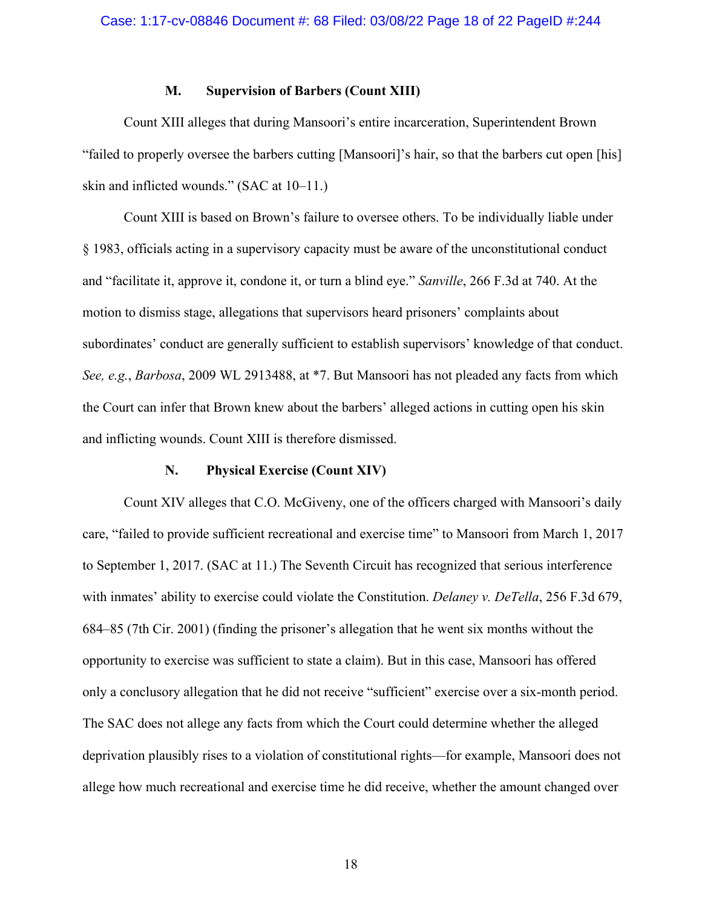### M. Supervision of Barbers (Count XIII)

Count XIII alleges that during Mansoori's entire incarceration, Superintendent Brown "failed to properly oversee the barbers cutting [Mansoori]'s hair, so that the barbers cut open [his] skin and inflicted wounds." (SAC at 10–11.)

Count XIII is based on Brown's failure to oversee others. To be individually liable under § 1983, officials acting in a supervisory capacity must be aware of the unconstitutional conduct and "facilitate it, approve it, condone it, or turn a blind eye." *Sanville*, 266 F.3d at 740. At the motion to dismiss stage, allegations that supervisors heard prisoners' complaints about subordinates' conduct are generally sufficient to establish supervisors' knowledge of that conduct. *See, e.g.*, *Barbosa*, 2009 WL 2913488, at *7. But Mansoori has not pleaded any facts from which the Court can infer that Brown knew about the barbers' alleged actions in cutting open his skin and inflicting wounds. Count XIII is therefore dismissed.

### N. Physical Exercise (Count XIV)

Count XIV alleges that C.O. McGiveny, one of the officers charged with Mansoori's daily care, "failed to provide sufficient recreational and exercise time" to Mansoori from March 1, 2017 to September 1, 2017. (SAC at 11.) The Seventh Circuit has recognized that serious interference with inmates' ability to exercise could violate the Constitution. *Delaney v. DeTella*, 256 F.3d 679, 684–85 (7th Cir. 2001) (finding the prisoner's allegation that he went six months without the opportunity to exercise was sufficient to state a claim). But in this case, Mansoori has offered only a conclusory allegation that he did not receive "sufficient" exercise over a six-month period. The SAC does not allege any facts from which the Court could determine whether the alleged deprivation plausibly rises to a violation of constitutional rights—for example, Mansoori does not allege how much recreational and exercise time he did receive, whether the amount changed over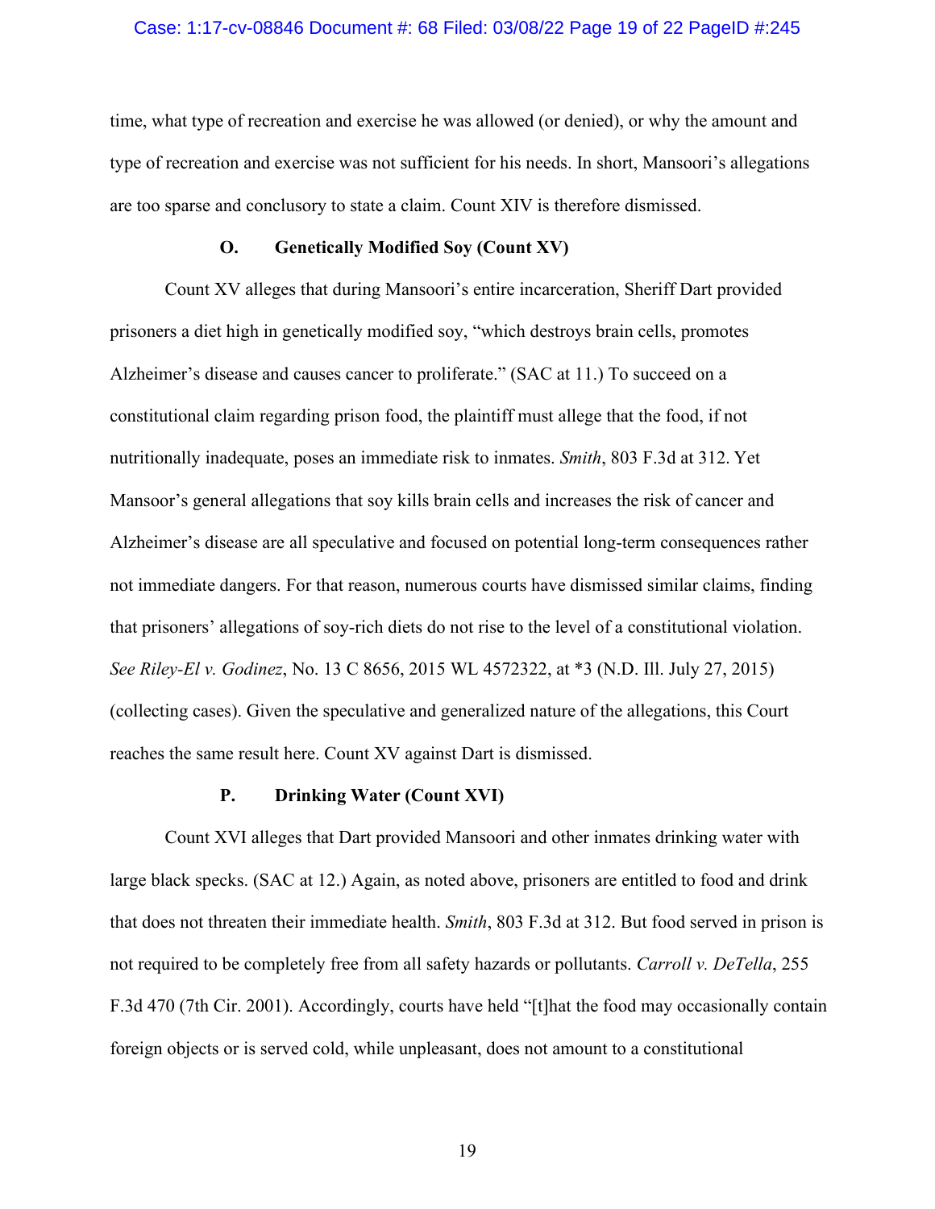time, what type of recreation and exercise he was allowed (or denied), or why the amount and type of recreation and exercise was not sufficient for his needs. In short, Mansoori's allegations are too sparse and conclusory to state a claim. Count XIV is therefore dismissed.

### O. Genetically Modified Soy (Count XV)

Count XV alleges that during Mansoori's entire incarceration, Sheriff Dart provided prisoners a diet high in genetically modified soy, "which destroys brain cells, promotes Alzheimer's disease and causes cancer to proliferate." (SAC at 11.) To succeed on a constitutional claim regarding prison food, the plaintiff must allege that the food, if not nutritionally inadequate, poses an immediate risk to inmates. *Smith*, 803 F.3d at 312. Yet Mansoor's general allegations that soy kills brain cells and increases the risk of cancer and Alzheimer's disease are all speculative and focused on potential long-term consequences rather not immediate dangers. For that reason, numerous courts have dismissed similar claims, finding that prisoners' allegations of soy-rich diets do not rise to the level of a constitutional violation. *See Riley-El v. Godinez*, No. 13 C 8656, 2015 WL 4572322, at *3 (N.D. Ill. July 27, 2015) (collecting cases). Given the speculative and generalized nature of the allegations, this Court reaches the same result here. Count XV against Dart is dismissed.

### P. Drinking Water (Count XVI)

Count XVI alleges that Dart provided Mansoori and other inmates drinking water with large black specks. (SAC at 12.) Again, as noted above, prisoners are entitled to food and drink that does not threaten their immediate health. *Smith*, 803 F.3d at 312. But food served in prison is not required to be completely free from all safety hazards or pollutants. *Carroll v. DeTella*, 255 F.3d 470 (7th Cir. 2001). Accordingly, courts have held "[t]hat the food may occasionally contain foreign objects or is served cold, while unpleasant, does not amount to a constitutional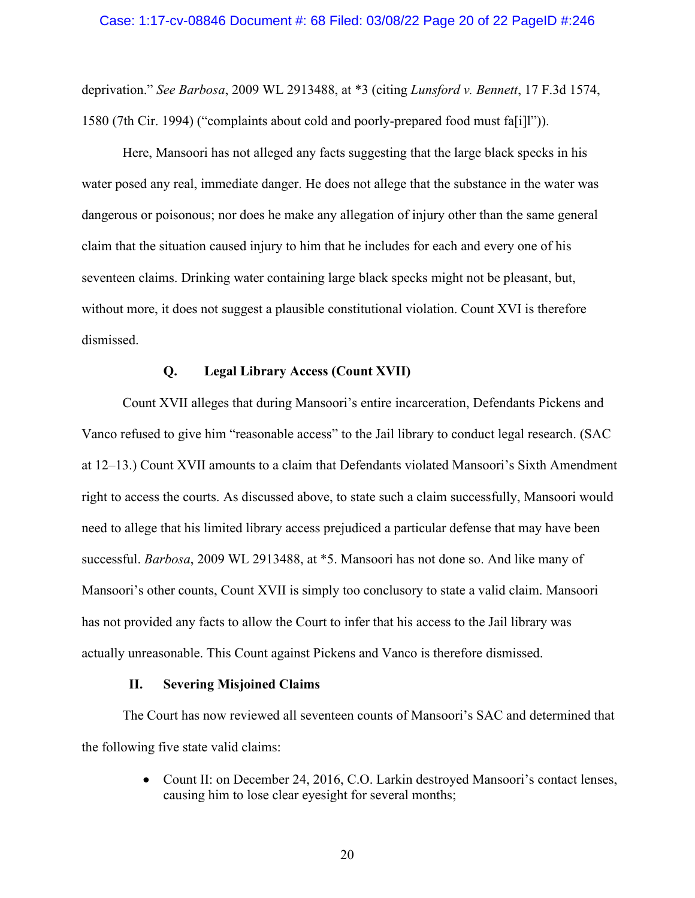deprivation." *See Barbosa*, 2009 WL 2913488, at *3 (citing *Lunsford v. Bennett*, 17 F.3d 1574, 1580 (7th Cir. 1994) ("complaints about cold and poorly-prepared food must fa[i]l")).

Here, Mansoori has not alleged any facts suggesting that the large black specks in his water posed any real, immediate danger. He does not allege that the substance in the water was dangerous or poisonous; nor does he make any allegation of injury other than the same general claim that the situation caused injury to him that he includes for each and every one of his seventeen claims. Drinking water containing large black specks might not be pleasant, but, without more, it does not suggest a plausible constitutional violation. Count XVI is therefore dismissed.

### Q. Legal Library Access (Count XVII)

Count XVII alleges that during Mansoori's entire incarceration, Defendants Pickens and Vanco refused to give him "reasonable access" to the Jail library to conduct legal research. (SAC at 12–13.) Count XVII amounts to a claim that Defendants violated Mansoori's Sixth Amendment right to access the courts. As discussed above, to state such a claim successfully, Mansoori would need to allege that his limited library access prejudiced a particular defense that may have been successful. *Barbosa*, 2009 WL 2913488, at *5. Mansoori has not done so. And like many of Mansoori's other counts, Count XVII is simply too conclusory to state a valid claim. Mansoori has not provided any facts to allow the Court to infer that his access to the Jail library was actually unreasonable. This Count against Pickens and Vanco is therefore dismissed.

## II. Severing Misjoined Claims

The Court has now reviewed all seventeen counts of Mansoori's SAC and determined that the following five state valid claims:

- Count II: on December 24, 2016, C.O. Larkin destroyed Mansoori's contact lenses, causing him to lose clear eyesight for several months;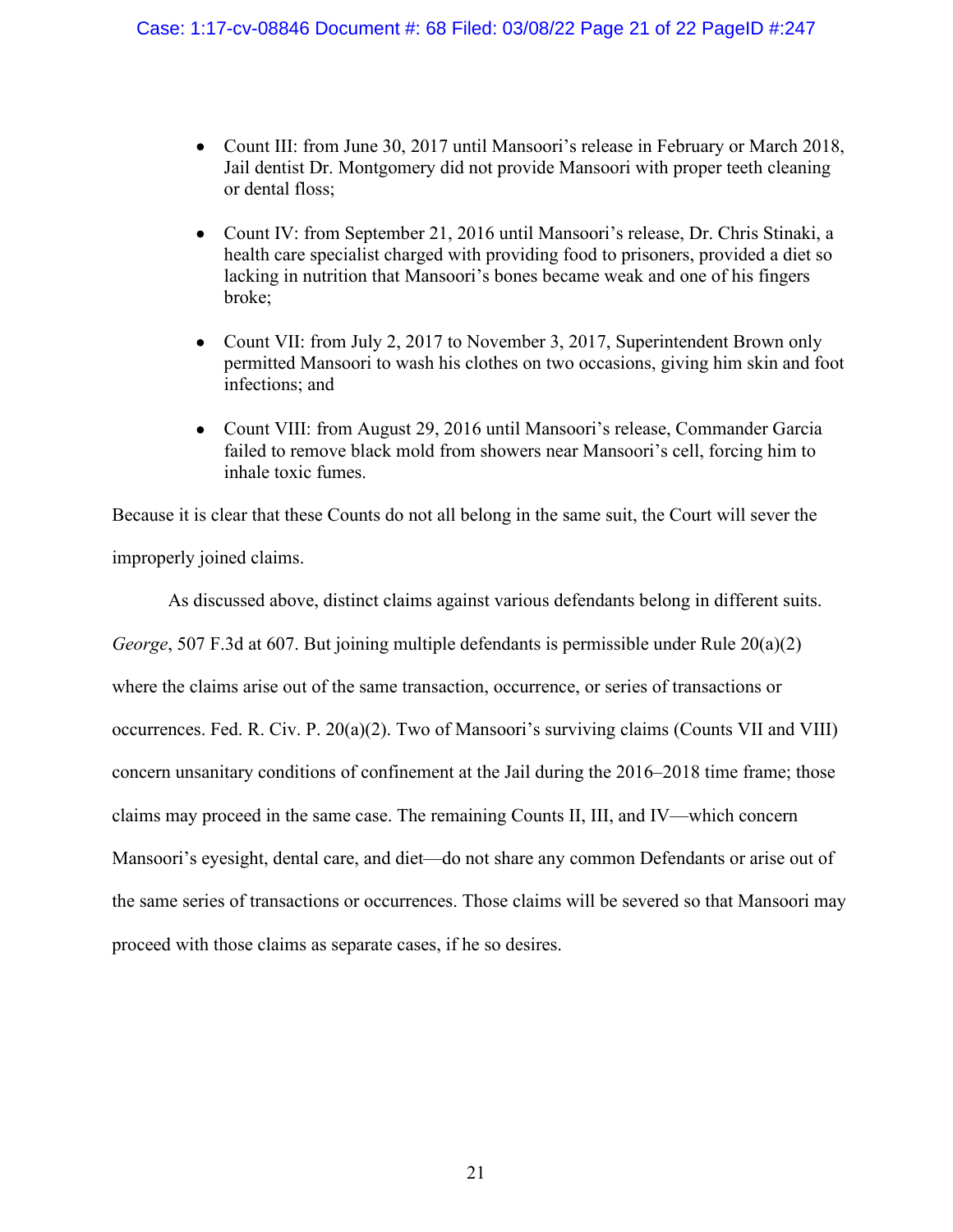- Count III: from June 30, 2017 until Mansoori's release in February or March 2018, Jail dentist Dr. Montgomery did not provide Mansoori with proper teeth cleaning or dental floss;

- Count IV: from September 21, 2016 until Mansoori's release, Dr. Chris Stinaki, a health care specialist charged with providing food to prisoners, provided a diet so lacking in nutrition that Mansoori's bones became weak and one of his fingers broke;

- Count VII: from July 2, 2017 to November 3, 2017, Superintendent Brown only permitted Mansoori to wash his clothes on two occasions, giving him skin and foot infections; and

- Count VIII: from August 29, 2016 until Mansoori's release, Commander Garcia failed to remove black mold from showers near Mansoori's cell, forcing him to inhale toxic fumes.

Because it is clear that these Counts do not all belong in the same suit, the Court will sever the improperly joined claims.

As discussed above, distinct claims against various defendants belong in different suits. *George*, 507 F.3d at 607. But joining multiple defendants is permissible under Rule 20(a)(2) where the claims arise out of the same transaction, occurrence, or series of transactions or occurrences. Fed. R. Civ. P. 20(a)(2). Two of Mansoori's surviving claims (Counts VII and VIII) concern unsanitary conditions of confinement at the Jail during the 2016–2018 time frame; those claims may proceed in the same case. The remaining Counts II, III, and IV—which concern Mansoori's eyesight, dental care, and diet—do not share any common Defendants or arise out of the same series of transactions or occurrences. Those claims will be severed so that Mansoori may proceed with those claims as separate cases, if he so desires.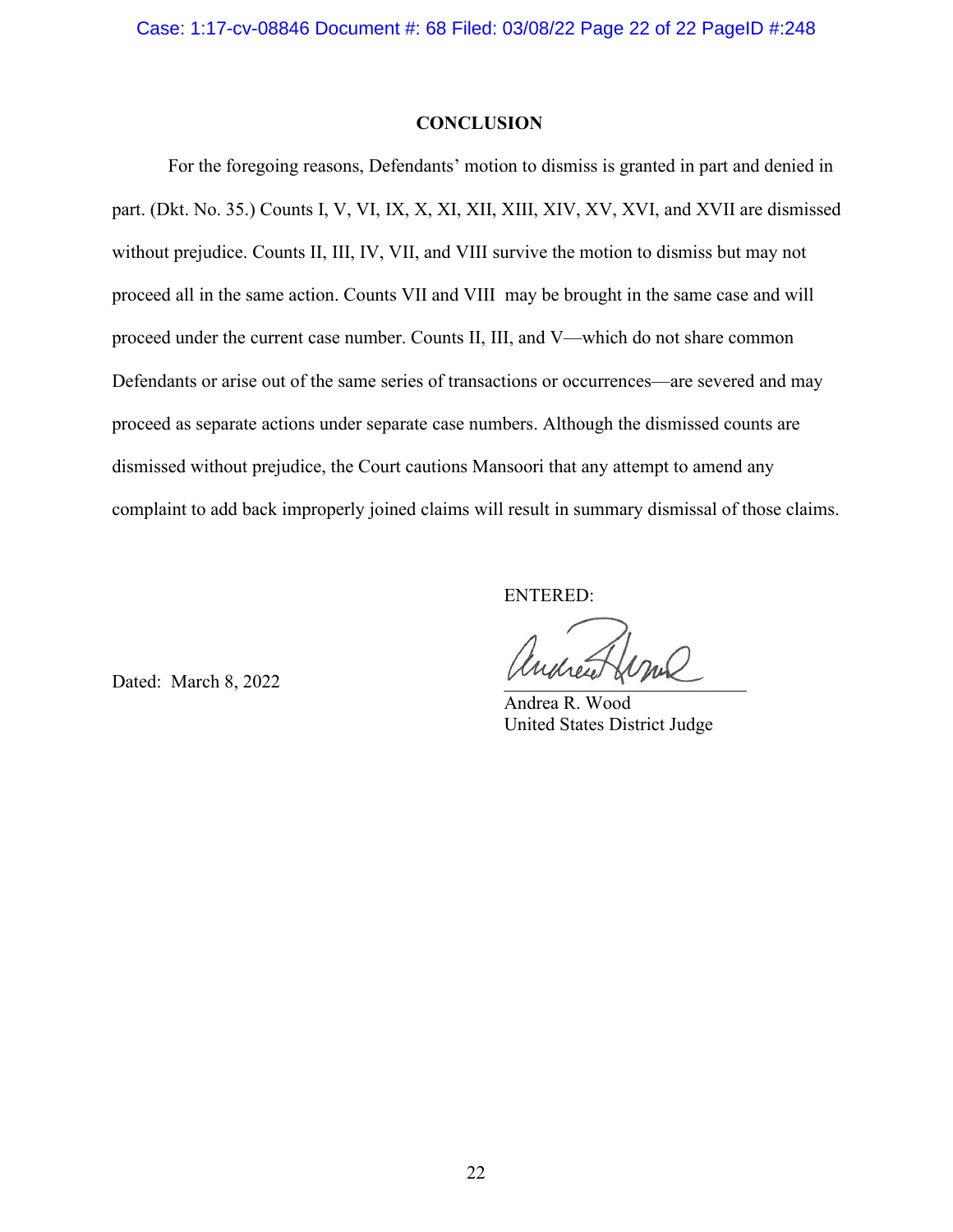## CONCLUSION

For the foregoing reasons, Defendants' motion to dismiss is granted in part and denied in part. (Dkt. No. 35.) Counts I, V, VI, IX, X, XI, XII, XIII, XIV, XV, XVI, and XVII are dismissed without prejudice. Counts II, III, IV, VII, and VIII survive the motion to dismiss but may not proceed all in the same action. Counts VII and VIII may be brought in the same case and will proceed under the current case number. Counts II, III, and V—which do not share common Defendants or arise out of the same series of transactions or occurrences—are severed and may proceed as separate actions under separate case numbers. Although the dismissed counts are dismissed without prejudice, the Court cautions Mansoori that any attempt to amend any complaint to add back improperly joined claims will result in summary dismissal of those claims.

ENTERED:

Dated: March 8, 2022

Andrea R. Wood
United States District Judge